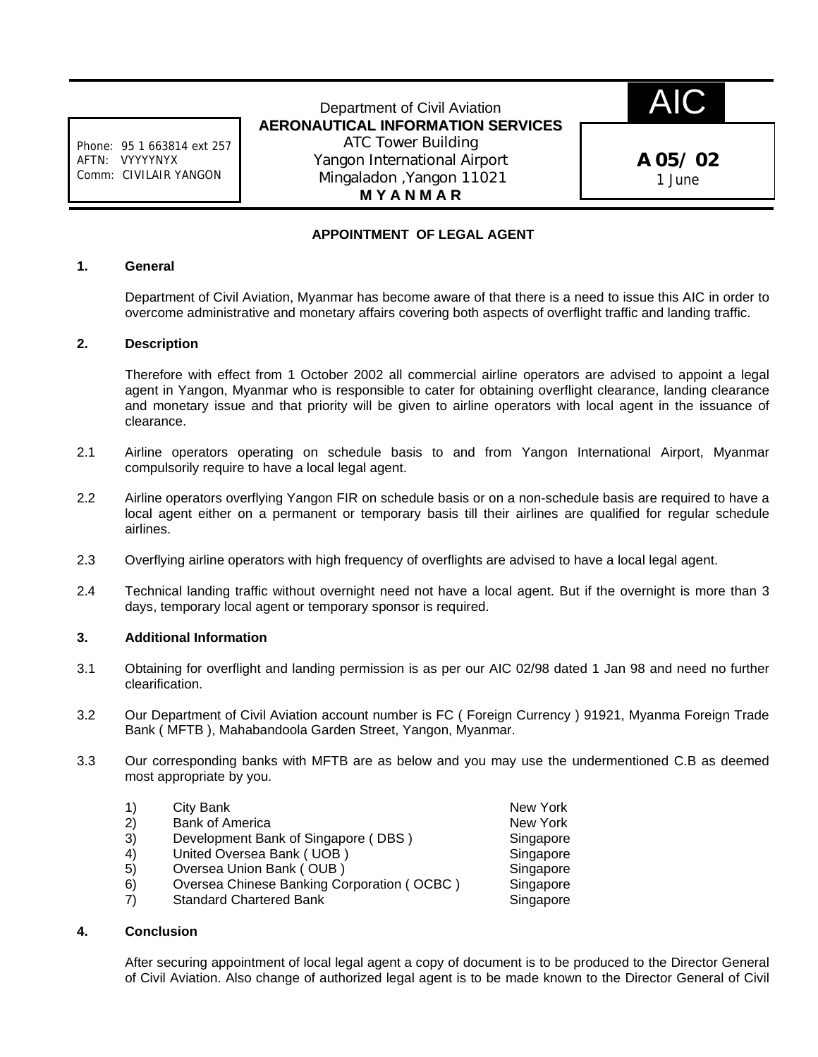Phone: 95 1 663814 ext 257
AFTN: VYYYYNYX
Comm: CIVILAIR YANGON

Department of Civil Aviation
**AERONAUTICAL INFORMATION SERVICES**
ATC Tower Building
Yangon International Airport
Mingaladon ,Yangon 11021
**M Y A N M A R**

AIC

**A 05/ 02**
1 June

## APPOINTMENT OF LEGAL AGENT

### 1. General

Department of Civil Aviation, Myanmar has become aware of that there is a need to issue this AIC in order to overcome administrative and monetary affairs covering both aspects of overflight traffic and landing traffic.

### 2. Description

Therefore with effect from 1 October 2002 all commercial airline operators are advised to appoint a legal agent in Yangon, Myanmar who is responsible to cater for obtaining overflight clearance, landing clearance and monetary issue and that priority will be given to airline operators with local agent in the issuance of clearance.

2.1 Airline operators operating on schedule basis to and from Yangon International Airport, Myanmar compulsorily require to have a local legal agent.

2.2 Airline operators overflying Yangon FIR on schedule basis or on a non-schedule basis are required to have a local agent either on a permanent or temporary basis till their airlines are qualified for regular schedule airlines.

2.3 Overflying airline operators with high frequency of overflights are advised to have a local legal agent.

2.4 Technical landing traffic without overnight need not have a local agent. But if the overnight is more than 3 days, temporary local agent or temporary sponsor is required.

### 3. Additional Information

3.1 Obtaining for overflight and landing permission is as per our AIC 02/98 dated 1 Jan 98 and need no further clearification.

3.2 Our Department of Civil Aviation account number is FC ( Foreign Currency ) 91921, Myanma Foreign Trade Bank ( MFTB ), Mahabandoola Garden Street, Yangon, Myanmar.

3.3 Our corresponding banks with MFTB are as below and you may use the undermentioned C.B as deemed most appropriate by you.

| | | |
|---|---|---|
| 1) | City Bank | New York |
| 2) | Bank of America | New York |
| 3) | Development Bank of Singapore ( DBS ) | Singapore |
| 4) | United Oversea Bank ( UOB ) | Singapore |
| 5) | Oversea Union Bank ( OUB ) | Singapore |
| 6) | Oversea Chinese Banking Corporation ( OCBC ) | Singapore |
| 7) | Standard Chartered Bank | Singapore |

### 4. Conclusion

After securing appointment of local legal agent a copy of document is to be produced to the Director General of Civil Aviation. Also change of authorized legal agent is to be made known to the Director General of Civil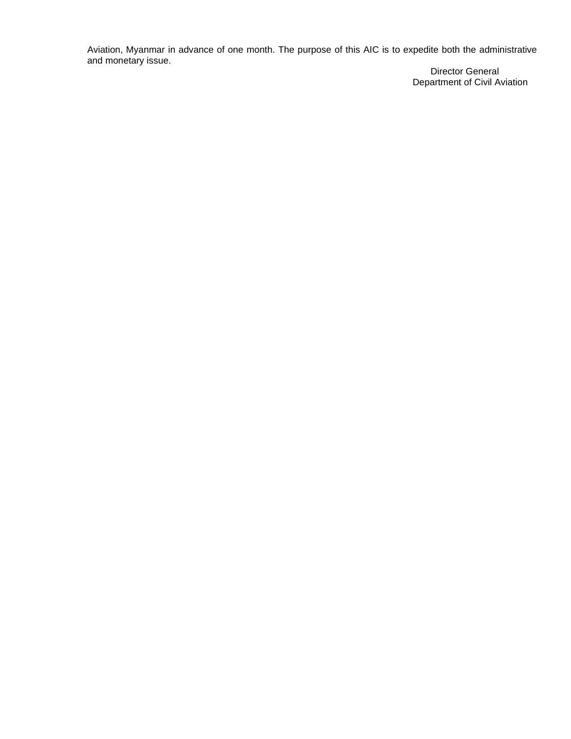Aviation, Myanmar in advance of one month. The purpose of this AIC is to expedite both the administrative and monetary issue.

Director General
Department of Civil Aviation